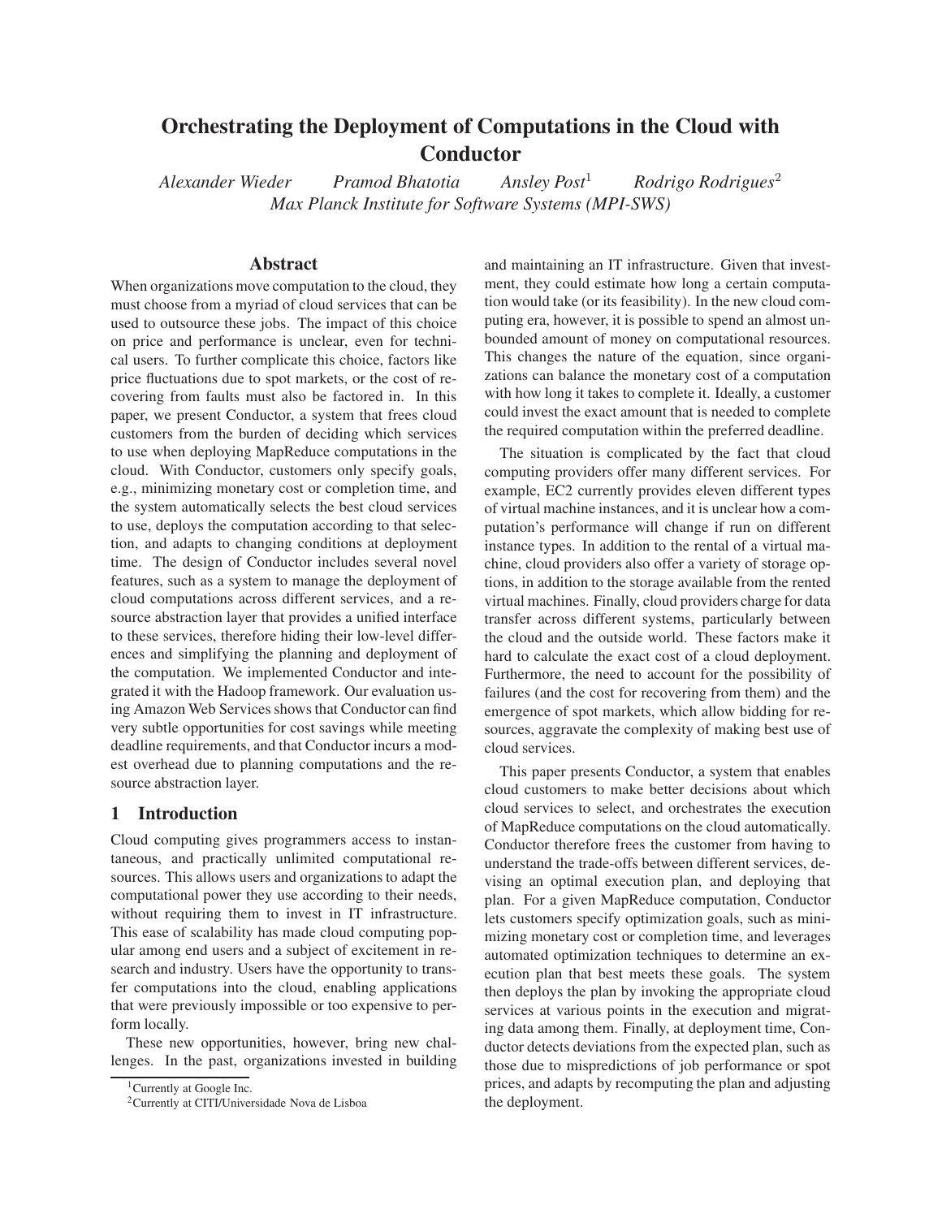# Orchestrating the Deployment of Computations in the Cloud with Conductor

*Alexander Wieder* *Pramod Bhatotia* *Ansley Post*[1] *Rodrigo Rodrigues*[2]
*Max Planck Institute for Software Systems (MPI-SWS)*

## Abstract

When organizations move computation to the cloud, they must choose from a myriad of cloud services that can be used to outsource these jobs. The impact of this choice on price and performance is unclear, even for technical users. To further complicate this choice, factors like price fluctuations due to spot markets, or the cost of recovering from faults must also be factored in. In this paper, we present Conductor, a system that frees cloud customers from the burden of deciding which services to use when deploying MapReduce computations in the cloud. With Conductor, customers only specify goals, e.g., minimizing monetary cost or completion time, and the system automatically selects the best cloud services to use, deploys the computation according to that selection, and adapts to changing conditions at deployment time. The design of Conductor includes several novel features, such as a system to manage the deployment of cloud computations across different services, and a resource abstraction layer that provides a unified interface to these services, therefore hiding their low-level differences and simplifying the planning and deployment of the computation. We implemented Conductor and integrated it with the Hadoop framework. Our evaluation using Amazon Web Services shows that Conductor can find very subtle opportunities for cost savings while meeting deadline requirements, and that Conductor incurs a modest overhead due to planning computations and the resource abstraction layer.

## 1 Introduction

Cloud computing gives programmers access to instantaneous, and practically unlimited computational resources. This allows users and organizations to adapt the computational power they use according to their needs, without requiring them to invest in IT infrastructure. This ease of scalability has made cloud computing popular among end users and a subject of excitement in research and industry. Users have the opportunity to transfer computations into the cloud, enabling applications that were previously impossible or too expensive to perform locally.

These new opportunities, however, bring new challenges. In the past, organizations invested in building and maintaining an IT infrastructure. Given that investment, they could estimate how long a certain computation would take (or its feasibility). In the new cloud computing era, however, it is possible to spend an almost unbounded amount of money on computational resources. This changes the nature of the equation, since organizations can balance the monetary cost of a computation with how long it takes to complete it. Ideally, a customer could invest the exact amount that is needed to complete the required computation within the preferred deadline.

The situation is complicated by the fact that cloud computing providers offer many different services. For example, EC2 currently provides eleven different types of virtual machine instances, and it is unclear how a computation's performance will change if run on different instance types. In addition to the rental of a virtual machine, cloud providers also offer a variety of storage options, in addition to the storage available from the rented virtual machines. Finally, cloud providers charge for data transfer across different systems, particularly between the cloud and the outside world. These factors make it hard to calculate the exact cost of a cloud deployment. Furthermore, the need to account for the possibility of failures (and the cost for recovering from them) and the emergence of spot markets, which allow bidding for resources, aggravate the complexity of making best use of cloud services.

This paper presents Conductor, a system that enables cloud customers to make better decisions about which cloud services to select, and orchestrates the execution of MapReduce computations on the cloud automatically. Conductor therefore frees the customer from having to understand the trade-offs between different services, devising an optimal execution plan, and deploying that plan. For a given MapReduce computation, Conductor lets customers specify optimization goals, such as minimizing monetary cost or completion time, and leverages automated optimization techniques to determine an execution plan that best meets these goals. The system then deploys the plan by invoking the appropriate cloud services at various points in the execution and migrating data among them. Finally, at deployment time, Conductor detects deviations from the expected plan, such as those due to mispredictions of job performance or spot prices, and adapts by recomputing the plan and adjusting the deployment.

[1] Currently at Google Inc.
[2] Currently at CITI/Universidade Nova de Lisboa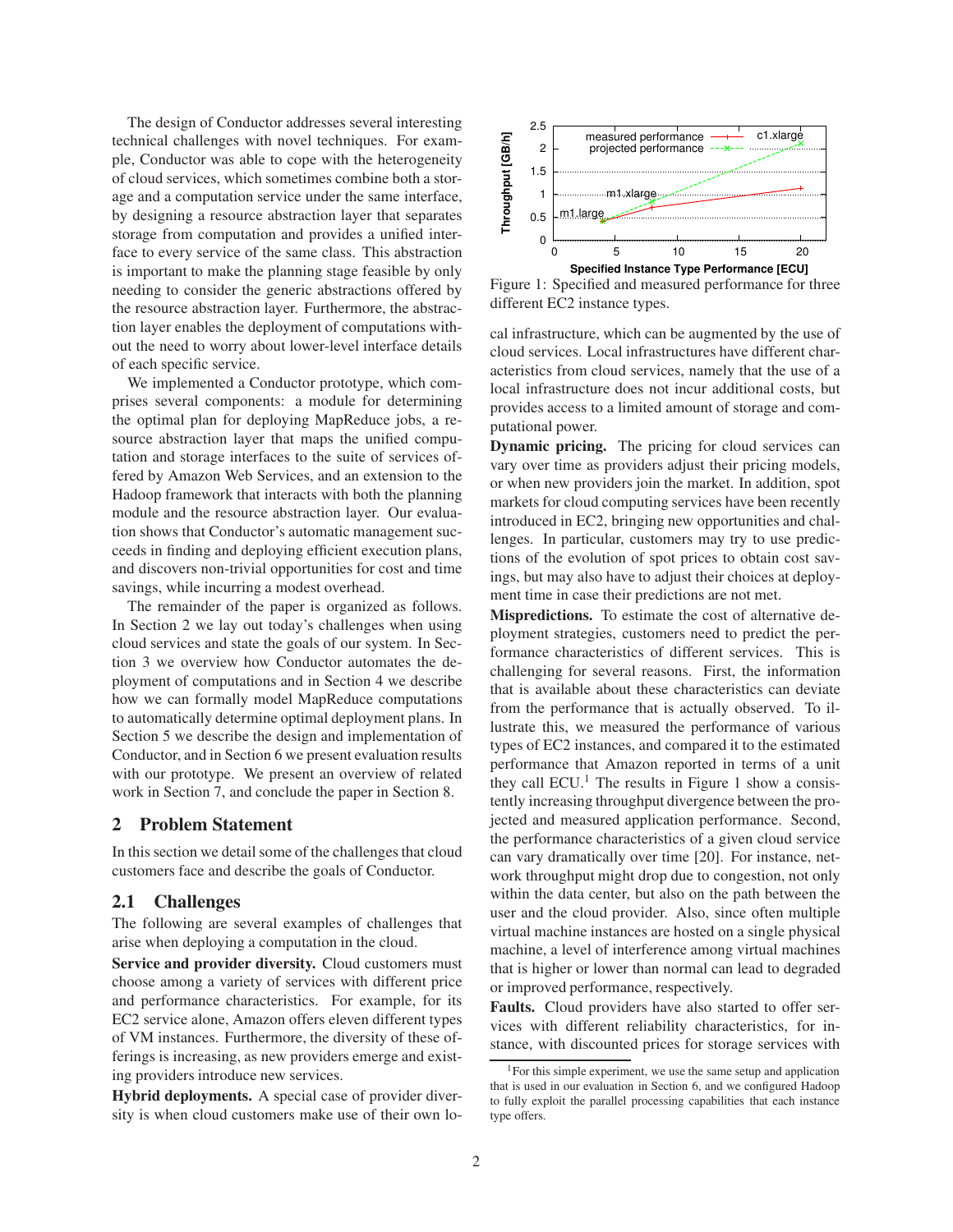The design of Conductor addresses several interesting technical challenges with novel techniques. For example, Conductor was able to cope with the heterogeneity of cloud services, which sometimes combine both a storage and a computation service under the same interface, by designing a resource abstraction layer that separates storage from computation and provides a unified interface to every service of the same class. This abstraction is important to make the planning stage feasible by only needing to consider the generic abstractions offered by the resource abstraction layer. Furthermore, the abstraction layer enables the deployment of computations without the need to worry about lower-level interface details of each specific service.

We implemented a Conductor prototype, which comprises several components: a module for determining the optimal plan for deploying MapReduce jobs, a resource abstraction layer that maps the unified computation and storage interfaces to the suite of services offered by Amazon Web Services, and an extension to the Hadoop framework that interacts with both the planning module and the resource abstraction layer. Our evaluation shows that Conductor's automatic management succeeds in finding and deploying efficient execution plans, and discovers non-trivial opportunities for cost and time savings, while incurring a modest overhead.

The remainder of the paper is organized as follows. In Section 2 we lay out today's challenges when using cloud services and state the goals of our system. In Section 3 we overview how Conductor automates the deployment of computations and in Section 4 we describe how we can formally model MapReduce computations to automatically determine optimal deployment plans. In Section 5 we describe the design and implementation of Conductor, and in Section 6 we present evaluation results with our prototype. We present an overview of related work in Section 7, and conclude the paper in Section 8.

## 2 Problem Statement

In this section we detail some of the challenges that cloud customers face and describe the goals of Conductor.

### 2.1 Challenges

The following are several examples of challenges that arise when deploying a computation in the cloud.

**Service and provider diversity.** Cloud customers must choose among a variety of services with different price and performance characteristics. For example, for its EC2 service alone, Amazon offers eleven different types of VM instances. Furthermore, the diversity of these offerings is increasing, as new providers emerge and existing providers introduce new services.

**Hybrid deployments.** A special case of provider diversity is when cloud customers make use of their own local infrastructure, which can be augmented by the use of cloud services. Local infrastructures have different characteristics from cloud services, namely that the use of a local infrastructure does not incur additional costs, but provides access to a limited amount of storage and computational power.

Figure 1: Specified and measured performance for three different EC2 instance types.

**Dynamic pricing.** The pricing for cloud services can vary over time as providers adjust their pricing models, or when new providers join the market. In addition, spot markets for cloud computing services have been recently introduced in EC2, bringing new opportunities and challenges. In particular, customers may try to use predictions of the evolution of spot prices to obtain cost savings, but may also have to adjust their choices at deployment time in case their predictions are not met.

**Mispredictions.** To estimate the cost of alternative deployment strategies, customers need to predict the performance characteristics of different services. This is challenging for several reasons. First, the information that is available about these characteristics can deviate from the performance that is actually observed. To illustrate this, we measured the performance of various types of EC2 instances, and compared it to the estimated performance that Amazon reported in terms of a unit they call ECU.[1] The results in Figure 1 show a consistently increasing throughput divergence between the projected and measured application performance. Second, the performance characteristics of a given cloud service can vary dramatically over time [20]. For instance, network throughput might drop due to congestion, not only within the data center, but also on the path between the user and the cloud provider. Also, since often multiple virtual machine instances are hosted on a single physical machine, a level of interference among virtual machines that is higher or lower than normal can lead to degraded or improved performance, respectively.

**Faults.** Cloud providers have also started to offer services with different reliability characteristics, for instance, with discounted prices for storage services with

[1] For this simple experiment, we use the same setup and application that is used in our evaluation in Section 6, and we configured Hadoop to fully exploit the parallel processing capabilities that each instance type offers.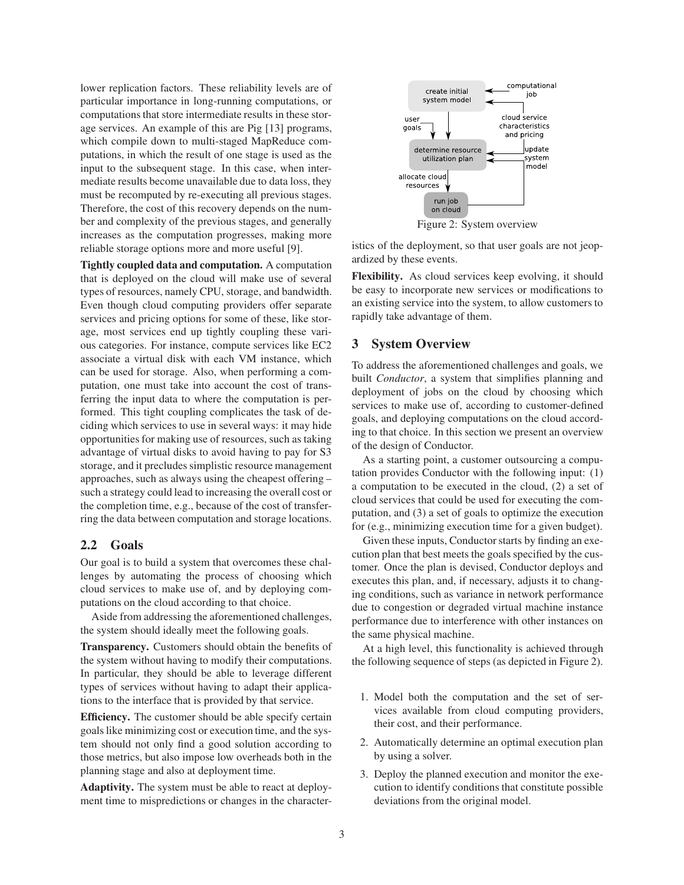lower replication factors. These reliability levels are of particular importance in long-running computations, or computations that store intermediate results in these storage services. An example of this are Pig [13] programs, which compile down to multi-staged MapReduce computations, in which the result of one stage is used as the input to the subsequent stage. In this case, when intermediate results become unavailable due to data loss, they must be recomputed by re-executing all previous stages. Therefore, the cost of this recovery depends on the number and complexity of the previous stages, and generally increases as the computation progresses, making more reliable storage options more and more useful [9].

**Tightly coupled data and computation.** A computation that is deployed on the cloud will make use of several types of resources, namely CPU, storage, and bandwidth. Even though cloud computing providers offer separate services and pricing options for some of these, like storage, most services end up tightly coupling these various categories. For instance, compute services like EC2 associate a virtual disk with each VM instance, which can be used for storage. Also, when performing a computation, one must take into account the cost of transferring the input data to where the computation is performed. This tight coupling complicates the task of deciding which services to use in several ways: it may hide opportunities for making use of resources, such as taking advantage of virtual disks to avoid having to pay for S3 storage, and it precludes simplistic resource management approaches, such as always using the cheapest offering – such a strategy could lead to increasing the overall cost or the completion time, e.g., because of the cost of transferring the data between computation and storage locations.

## 2.2 Goals

Our goal is to build a system that overcomes these challenges by automating the process of choosing which cloud services to make use of, and by deploying computations on the cloud according to that choice.

Aside from addressing the aforementioned challenges, the system should ideally meet the following goals.

**Transparency.** Customers should obtain the benefits of the system without having to modify their computations. In particular, they should be able to leverage different types of services without having to adapt their applications to the interface that is provided by that service.

**Efficiency.** The customer should be able specify certain goals like minimizing cost or execution time, and the system should not only find a good solution according to those metrics, but also impose low overheads both in the planning stage and also at deployment time.

**Adaptivity.** The system must be able to react at deployment time to mispredictions or changes in the characteristics of the deployment, so that user goals are not jeopardized by these events.

**Flexibility.** As cloud services keep evolving, it should be easy to incorporate new services or modifications to an existing service into the system, to allow customers to rapidly take advantage of them.

Figure 2: System overview

# 3 System Overview

To address the aforementioned challenges and goals, we built *Conductor*, a system that simplifies planning and deployment of jobs on the cloud by choosing which services to make use of, according to customer-defined goals, and deploying computations on the cloud according to that choice. In this section we present an overview of the design of Conductor.

As a starting point, a customer outsourcing a computation provides Conductor with the following input: (1) a computation to be executed in the cloud, (2) a set of cloud services that could be used for executing the computation, and (3) a set of goals to optimize the execution for (e.g., minimizing execution time for a given budget).

Given these inputs, Conductor starts by finding an execution plan that best meets the goals specified by the customer. Once the plan is devised, Conductor deploys and executes this plan, and, if necessary, adjusts it to changing conditions, such as variance in network performance due to congestion or degraded virtual machine instance performance due to interference with other instances on the same physical machine.

At a high level, this functionality is achieved through the following sequence of steps (as depicted in Figure 2).

1. Model both the computation and the set of services available from cloud computing providers, their cost, and their performance.
2. Automatically determine an optimal execution plan by using a solver.
3. Deploy the planned execution and monitor the execution to identify conditions that constitute possible deviations from the original model.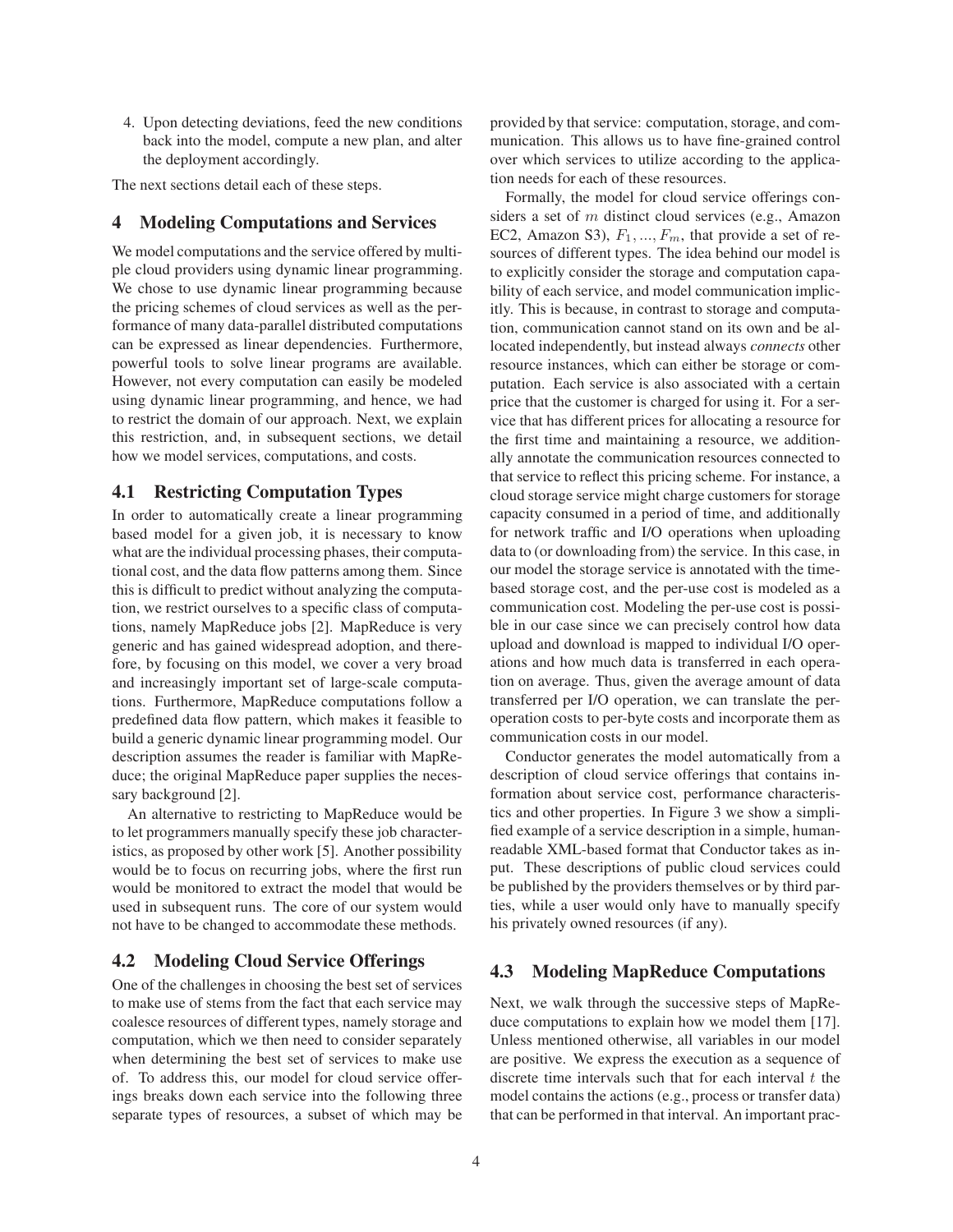4. Upon detecting deviations, feed the new conditions back into the model, compute a new plan, and alter the deployment accordingly.

The next sections detail each of these steps.

## 4 Modeling Computations and Services

We model computations and the service offered by multiple cloud providers using dynamic linear programming. We chose to use dynamic linear programming because the pricing schemes of cloud services as well as the performance of many data-parallel distributed computations can be expressed as linear dependencies. Furthermore, powerful tools to solve linear programs are available. However, not every computation can easily be modeled using dynamic linear programming, and hence, we had to restrict the domain of our approach. Next, we explain this restriction, and, in subsequent sections, we detail how we model services, computations, and costs.

### 4.1 Restricting Computation Types

In order to automatically create a linear programming based model for a given job, it is necessary to know what are the individual processing phases, their computational cost, and the data flow patterns among them. Since this is difficult to predict without analyzing the computation, we restrict ourselves to a specific class of computations, namely MapReduce jobs [2]. MapReduce is very generic and has gained widespread adoption, and therefore, by focusing on this model, we cover a very broad and increasingly important set of large-scale computations. Furthermore, MapReduce computations follow a predefined data flow pattern, which makes it feasible to build a generic dynamic linear programming model. Our description assumes the reader is familiar with MapReduce; the original MapReduce paper supplies the necessary background [2].

An alternative to restricting to MapReduce would be to let programmers manually specify these job characteristics, as proposed by other work [5]. Another possibility would be to focus on recurring jobs, where the first run would be monitored to extract the model that would be used in subsequent runs. The core of our system would not have to be changed to accommodate these methods.

### 4.2 Modeling Cloud Service Offerings

One of the challenges in choosing the best set of services to make use of stems from the fact that each service may coalesce resources of different types, namely storage and computation, which we then need to consider separately when determining the best set of services to make use of. To address this, our model for cloud service offerings breaks down each service into the following three separate types of resources, a subset of which may be provided by that service: computation, storage, and communication. This allows us to have fine-grained control over which services to utilize according to the application needs for each of these resources.

Formally, the model for cloud service offerings considers a set of $m$ distinct cloud services (e.g., Amazon EC2, Amazon S3), $F_1, ..., F_m$, that provide a set of resources of different types. The idea behind our model is to explicitly consider the storage and computation capability of each service, and model communication implicitly. This is because, in contrast to storage and computation, communication cannot stand on its own and be allocated independently, but instead always *connects* other resource instances, which can either be storage or computation. Each service is also associated with a certain price that the customer is charged for using it. For a service that has different prices for allocating a resource for the first time and maintaining a resource, we additionally annotate the communication resources connected to that service to reflect this pricing scheme. For instance, a cloud storage service might charge customers for storage capacity consumed in a period of time, and additionally for network traffic and I/O operations when uploading data to (or downloading from) the service. In this case, in our model the storage service is annotated with the time-based storage cost, and the per-use cost is modeled as a communication cost. Modeling the per-use cost is possible in our case since we can precisely control how data upload and download is mapped to individual I/O operations and how much data is transferred in each operation on average. Thus, given the average amount of data transferred per I/O operation, we can translate the per-operation costs to per-byte costs and incorporate them as communication costs in our model.

Conductor generates the model automatically from a description of cloud service offerings that contains information about service cost, performance characteristics and other properties. In Figure 3 we show a simplified example of a service description in a simple, human-readable XML-based format that Conductor takes as input. These descriptions of public cloud services could be published by the providers themselves or by third parties, while a user would only have to manually specify his privately owned resources (if any).

### 4.3 Modeling MapReduce Computations

Next, we walk through the successive steps of MapReduce computations to explain how we model them [17]. Unless mentioned otherwise, all variables in our model are positive. We express the execution as a sequence of discrete time intervals such that for each interval $t$ the model contains the actions (e.g., process or transfer data) that can be performed in that interval. An important prac-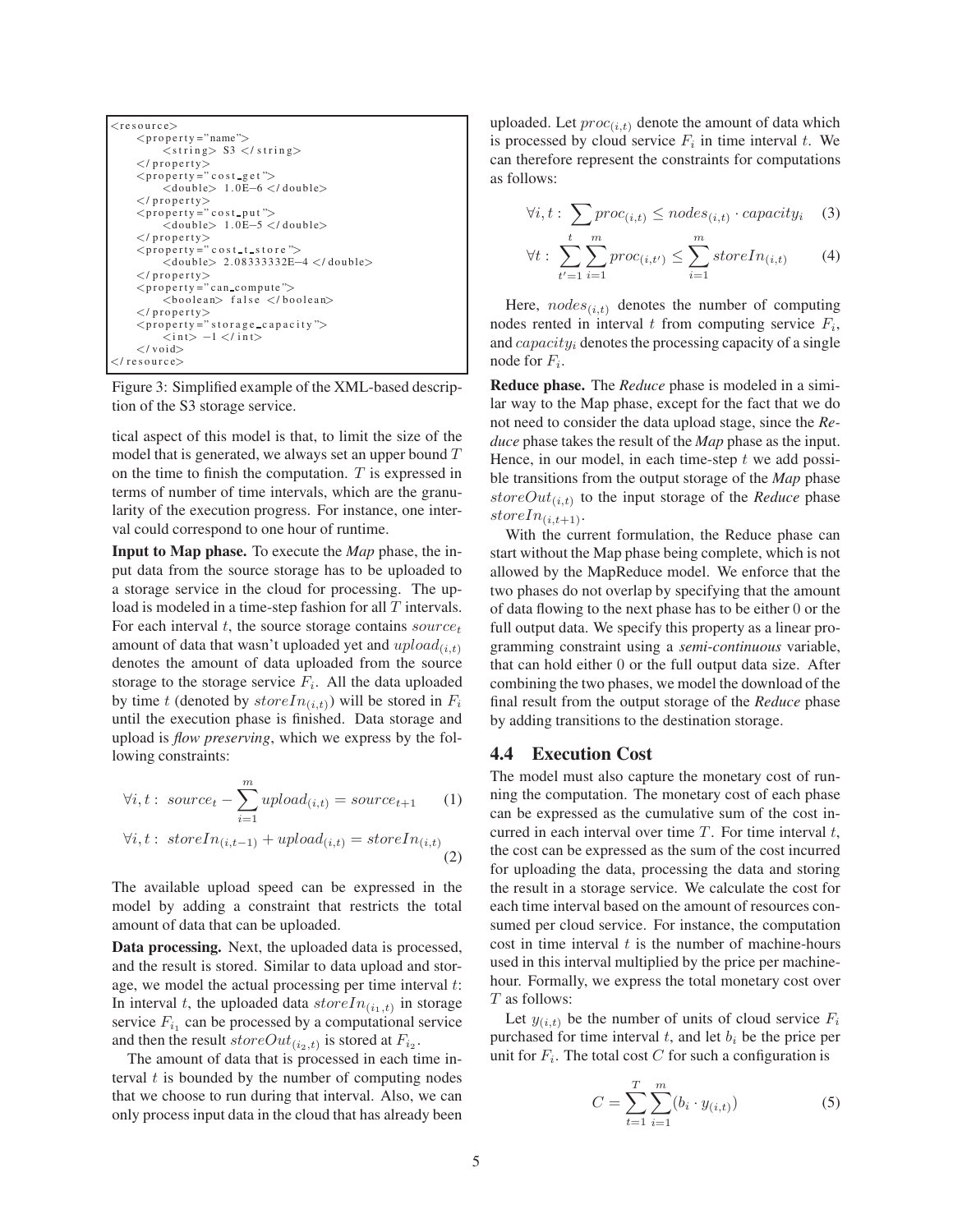```
<resource>
    <property="name">
        <string> S3 </string>
    </property>
    <property="cost_get">
        <double> 1.0E-6 </double>
    </property>
    <property="cost_put">
        <double> 1.0E-5 </double>
    </property>
    <property="cost_t_store">
        <double> 2.08333332E-4 </double>
    </property>
    <property="can_compute">
        <boolean> false </boolean>
    </property>
    <property="storage_capacity">
        <int> -1 </int>
    </void>
</resource>
```

Figure 3: Simplified example of the XML-based description of the S3 storage service.

tical aspect of this model is that, to limit the size of the model that is generated, we always set an upper bound $T$ on the time to finish the computation. $T$ is expressed in terms of number of time intervals, which are the granularity of the execution progress. For instance, one interval could correspond to one hour of runtime.

**Input to Map phase.** To execute the *Map* phase, the input data from the source storage has to be uploaded to a storage service in the cloud for processing. The upload is modeled in a time-step fashion for all $T$ intervals. For each interval $t$, the source storage contains $source_t$ amount of data that wasn't uploaded yet and $upload_{(i,t)}$ denotes the amount of data uploaded from the source storage to the storage service $F_i$. All the data uploaded by time $t$ (denoted by $storeIn_{(i,t)}$) will be stored in $F_i$ until the execution phase is finished. Data storage and upload is *flow preserving*, which we express by the following constraints:

$$\forall i, t: \; source_t - \sum_{i=1}^{m} upload_{(i,t)} = source_{t+1} \qquad (1)$$

$$\forall i, t: \; storeIn_{(i,t-1)} + upload_{(i,t)} = storeIn_{(i,t)} \qquad (2)$$

The available upload speed can be expressed in the model by adding a constraint that restricts the total amount of data that can be uploaded.

**Data processing.** Next, the uploaded data is processed, and the result is stored. Similar to data upload and storage, we model the actual processing per time interval $t$: In interval $t$, the uploaded data $storeIn_{(i_1,t)}$ in storage service $F_{i_1}$ can be processed by a computational service and then the result $storeOut_{(i_2,t)}$ is stored at $F_{i_2}$.

The amount of data that is processed in each time interval $t$ is bounded by the number of computing nodes that we choose to run during that interval. Also, we can only process input data in the cloud that has already been uploaded. Let $proc_{(i,t)}$ denote the amount of data which is processed by cloud service $F_i$ in time interval $t$. We can therefore represent the constraints for computations as follows:

$$\forall i, t: \; \sum proc_{(i,t)} \leq nodes_{(i,t)} \cdot capacity_i \qquad (3)$$

$$\forall t: \; \sum_{t'=1}^{t} \sum_{i=1}^{m} proc_{(i,t')} \leq \sum_{i=1}^{m} storeIn_{(i,t)} \qquad (4)$$

Here, $nodes_{(i,t)}$ denotes the number of computing nodes rented in interval $t$ from computing service $F_i$, and $capacity_i$ denotes the processing capacity of a single node for $F_i$.

**Reduce phase.** The *Reduce* phase is modeled in a similar way to the Map phase, except for the fact that we do not need to consider the data upload stage, since the *Reduce* phase takes the result of the *Map* phase as the input. Hence, in our model, in each time-step $t$ we add possible transitions from the output storage of the *Map* phase $storeOut_{(i,t)}$ to the input storage of the *Reduce* phase $storeIn_{(i,t+1)}$.

With the current formulation, the Reduce phase can start without the Map phase being complete, which is not allowed by the MapReduce model. We enforce that the two phases do not overlap by specifying that the amount of data flowing to the next phase has to be either 0 or the full output data. We specify this property as a linear programming constraint using a *semi-continuous* variable, that can hold either 0 or the full output data size. After combining the two phases, we model the download of the final result from the output storage of the *Reduce* phase by adding transitions to the destination storage.

### 4.4 Execution Cost

The model must also capture the monetary cost of running the computation. The monetary cost of each phase can be expressed as the cumulative sum of the cost incurred in each interval over time $T$. For time interval $t$, the cost can be expressed as the sum of the cost incurred for uploading the data, processing the data and storing the result in a storage service. We calculate the cost for each time interval based on the amount of resources consumed per cloud service. For instance, the computation cost in time interval $t$ is the number of machine-hours used in this interval multiplied by the price per machine-hour. Formally, we express the total monetary cost over $T$ as follows:

Let $y_{(i,t)}$ be the number of units of cloud service $F_i$ purchased for time interval $t$, and let $b_i$ be the price per unit for $F_i$. The total cost $C$ for such a configuration is

$$C = \sum_{t=1}^{T} \sum_{i=1}^{m} (b_i \cdot y_{(i,t)}) \qquad (5)$$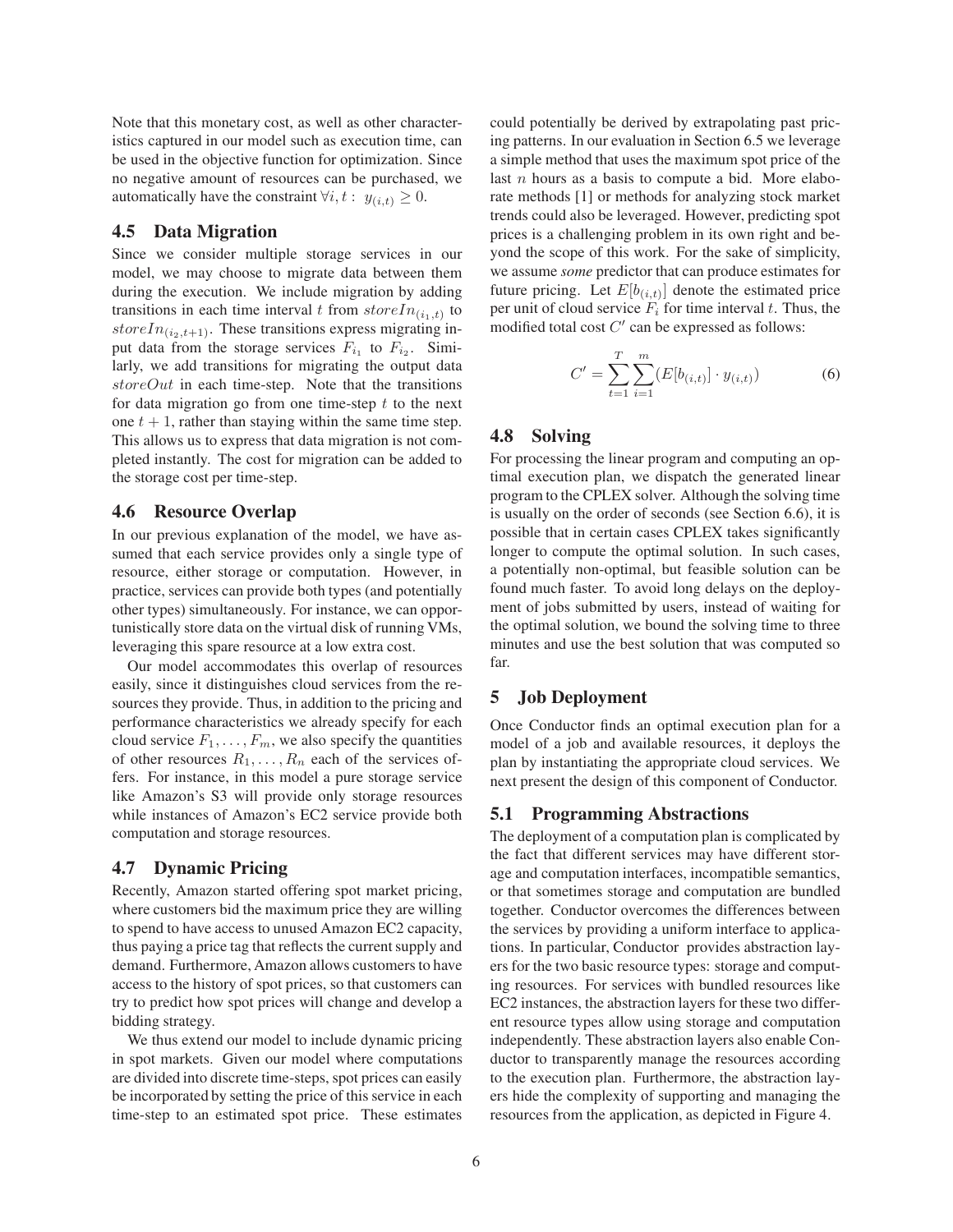Note that this monetary cost, as well as other characteristics captured in our model such as execution time, can be used in the objective function for optimization. Since no negative amount of resources can be purchased, we automatically have the constraint $\forall i, t: \; y_{(i,t)} \geq 0$.

## 4.5 Data Migration

Since we consider multiple storage services in our model, we may choose to migrate data between them during the execution. We include migration by adding transitions in each time interval $t$ from $storeIn_{(i_1,t)}$ to $storeIn_{(i_2,t+1)}$. These transitions express migrating input data from the storage services $F_{i_1}$ to $F_{i_2}$. Similarly, we add transitions for migrating the output data $storeOut$ in each time-step. Note that the transitions for data migration go from one time-step $t$ to the next one $t+1$, rather than staying within the same time step. This allows us to express that data migration is not completed instantly. The cost for migration can be added to the storage cost per time-step.

## 4.6 Resource Overlap

In our previous explanation of the model, we have assumed that each service provides only a single type of resource, either storage or computation. However, in practice, services can provide both types (and potentially other types) simultaneously. For instance, we can opportunistically store data on the virtual disk of running VMs, leveraging this spare resource at a low extra cost.

Our model accommodates this overlap of resources easily, since it distinguishes cloud services from the resources they provide. Thus, in addition to the pricing and performance characteristics we already specify for each cloud service $F_1, \ldots, F_m$, we also specify the quantities of other resources $R_1, \ldots, R_n$ each of the services offers. For instance, in this model a pure storage service like Amazon's S3 will provide only storage resources while instances of Amazon's EC2 service provide both computation and storage resources.

## 4.7 Dynamic Pricing

Recently, Amazon started offering spot market pricing, where customers bid the maximum price they are willing to spend to have access to unused Amazon EC2 capacity, thus paying a price tag that reflects the current supply and demand. Furthermore, Amazon allows customers to have access to the history of spot prices, so that customers can try to predict how spot prices will change and develop a bidding strategy.

We thus extend our model to include dynamic pricing in spot markets. Given our model where computations are divided into discrete time-steps, spot prices can easily be incorporated by setting the price of this service in each time-step to an estimated spot price. These estimates could potentially be derived by extrapolating past pricing patterns. In our evaluation in Section 6.5 we leverage a simple method that uses the maximum spot price of the last $n$ hours as a basis to compute a bid. More elaborate methods [1] or methods for analyzing stock market trends could also be leveraged. However, predicting spot prices is a challenging problem in its own right and beyond the scope of this work. For the sake of simplicity, we assume *some* predictor that can produce estimates for future pricing. Let $E[b_{(i,t)}]$ denote the estimated price per unit of cloud service $F_i$ for time interval $t$. Thus, the modified total cost $C'$ can be expressed as follows:

$$C' = \sum_{t=1}^{T} \sum_{i=1}^{m} (E[b_{(i,t)}] \cdot y_{(i,t)}) \tag{6}$$

## 4.8 Solving

For processing the linear program and computing an optimal execution plan, we dispatch the generated linear program to the CPLEX solver. Although the solving time is usually on the order of seconds (see Section 6.6), it is possible that in certain cases CPLEX takes significantly longer to compute the optimal solution. In such cases, a potentially non-optimal, but feasible solution can be found much faster. To avoid long delays on the deployment of jobs submitted by users, instead of waiting for the optimal solution, we bound the solving time to three minutes and use the best solution that was computed so far.

# 5 Job Deployment

Once Conductor finds an optimal execution plan for a model of a job and available resources, it deploys the plan by instantiating the appropriate cloud services. We next present the design of this component of Conductor.

## 5.1 Programming Abstractions

The deployment of a computation plan is complicated by the fact that different services may have different storage and computation interfaces, incompatible semantics, or that sometimes storage and computation are bundled together. Conductor overcomes the differences between the services by providing a uniform interface to applications. In particular, Conductor provides abstraction layers for the two basic resource types: storage and computing resources. For services with bundled resources like EC2 instances, the abstraction layers for these two different resource types allow using storage and computation independently. These abstraction layers also enable Conductor to transparently manage the resources according to the execution plan. Furthermore, the abstraction layers hide the complexity of supporting and managing the resources from the application, as depicted in Figure 4.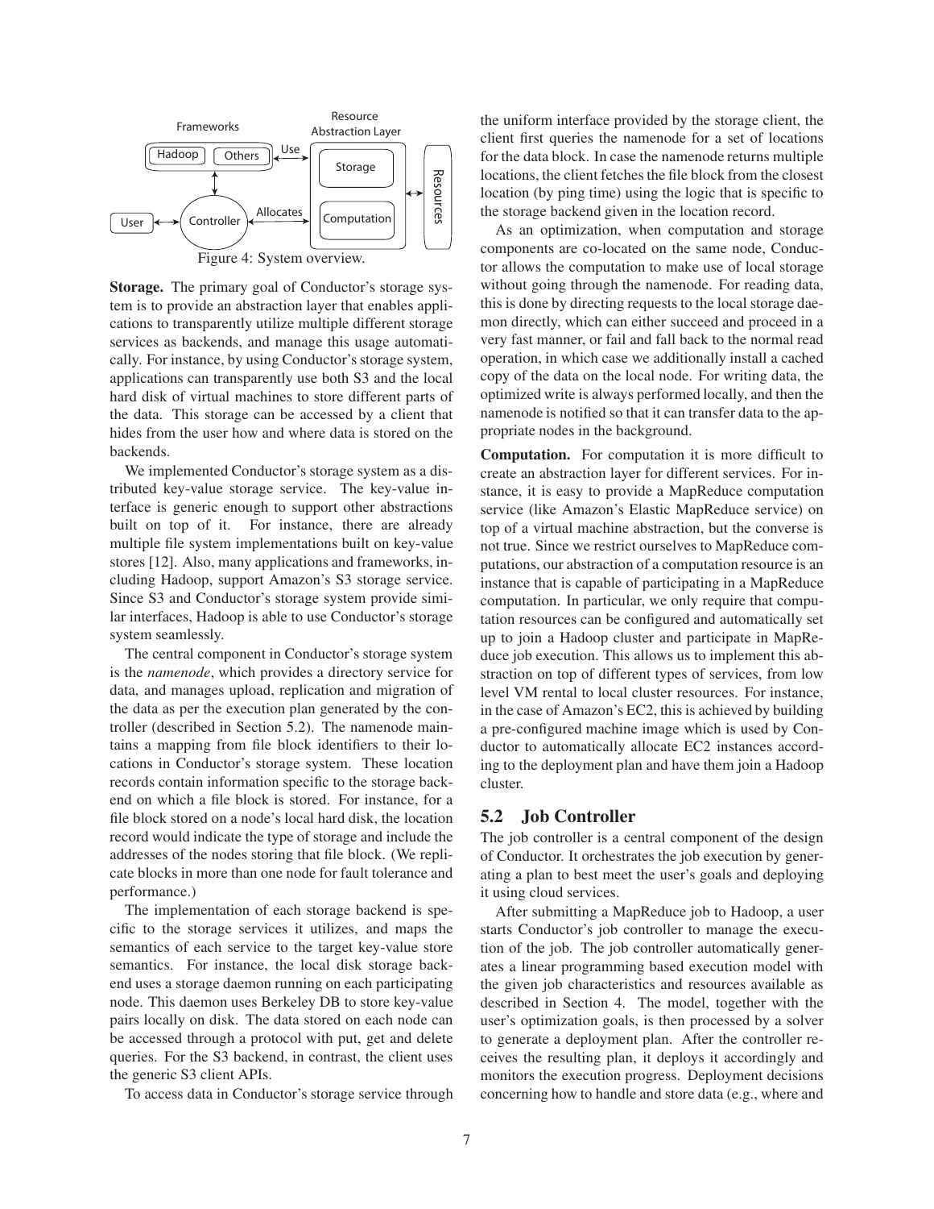Figure 4: System overview.

**Storage.** The primary goal of Conductor's storage system is to provide an abstraction layer that enables applications to transparently utilize multiple different storage services as backends, and manage this usage automatically. For instance, by using Conductor's storage system, applications can transparently use both S3 and the local hard disk of virtual machines to store different parts of the data. This storage can be accessed by a client that hides from the user how and where data is stored on the backends.

We implemented Conductor's storage system as a distributed key-value storage service. The key-value interface is generic enough to support other abstractions built on top of it. For instance, there are already multiple file system implementations built on key-value stores [12]. Also, many applications and frameworks, including Hadoop, support Amazon's S3 storage service. Since S3 and Conductor's storage system provide similar interfaces, Hadoop is able to use Conductor's storage system seamlessly.

The central component in Conductor's storage system is the *namenode*, which provides a directory service for data, and manages upload, replication and migration of the data as per the execution plan generated by the controller (described in Section 5.2). The namenode maintains a mapping from file block identifiers to their locations in Conductor's storage system. These location records contain information specific to the storage backend on which a file block is stored. For instance, for a file block stored on a node's local hard disk, the location record would indicate the type of storage and include the addresses of the nodes storing that file block. (We replicate blocks in more than one node for fault tolerance and performance.)

The implementation of each storage backend is specific to the storage services it utilizes, and maps the semantics of each service to the target key-value store semantics. For instance, the local disk storage backend uses a storage daemon running on each participating node. This daemon uses Berkeley DB to store key-value pairs locally on disk. The data stored on each node can be accessed through a protocol with put, get and delete queries. For the S3 backend, in contrast, the client uses the generic S3 client APIs.

To access data in Conductor's storage service through the uniform interface provided by the storage client, the client first queries the namenode for a set of locations for the data block. In case the namenode returns multiple locations, the client fetches the file block from the closest location (by ping time) using the logic that is specific to the storage backend given in the location record.

As an optimization, when computation and storage components are co-located on the same node, Conductor allows the computation to make use of local storage without going through the namenode. For reading data, this is done by directing requests to the local storage daemon directly, which can either succeed and proceed in a very fast manner, or fail and fall back to the normal read operation, in which case we additionally install a cached copy of the data on the local node. For writing data, the optimized write is always performed locally, and then the namenode is notified so that it can transfer data to the appropriate nodes in the background.

**Computation.** For computation it is more difficult to create an abstraction layer for different services. For instance, it is easy to provide a MapReduce computation service (like Amazon's Elastic MapReduce service) on top of a virtual machine abstraction, but the converse is not true. Since we restrict ourselves to MapReduce computations, our abstraction of a computation resource is an instance that is capable of participating in a MapReduce computation. In particular, we only require that computation resources can be configured and automatically set up to join a Hadoop cluster and participate in MapReduce job execution. This allows us to implement this abstraction on top of different types of services, from low level VM rental to local cluster resources. For instance, in the case of Amazon's EC2, this is achieved by building a pre-configured machine image which is used by Conductor to automatically allocate EC2 instances according to the deployment plan and have them join a Hadoop cluster.

## 5.2 Job Controller

The job controller is a central component of the design of Conductor. It orchestrates the job execution by generating a plan to best meet the user's goals and deploying it using cloud services.

After submitting a MapReduce job to Hadoop, a user starts Conductor's job controller to manage the execution of the job. The job controller automatically generates a linear programming based execution model with the given job characteristics and resources available as described in Section 4. The model, together with the user's optimization goals, is then processed by a solver to generate a deployment plan. After the controller receives the resulting plan, it deploys it accordingly and monitors the execution progress. Deployment decisions concerning how to handle and store data (e.g., where and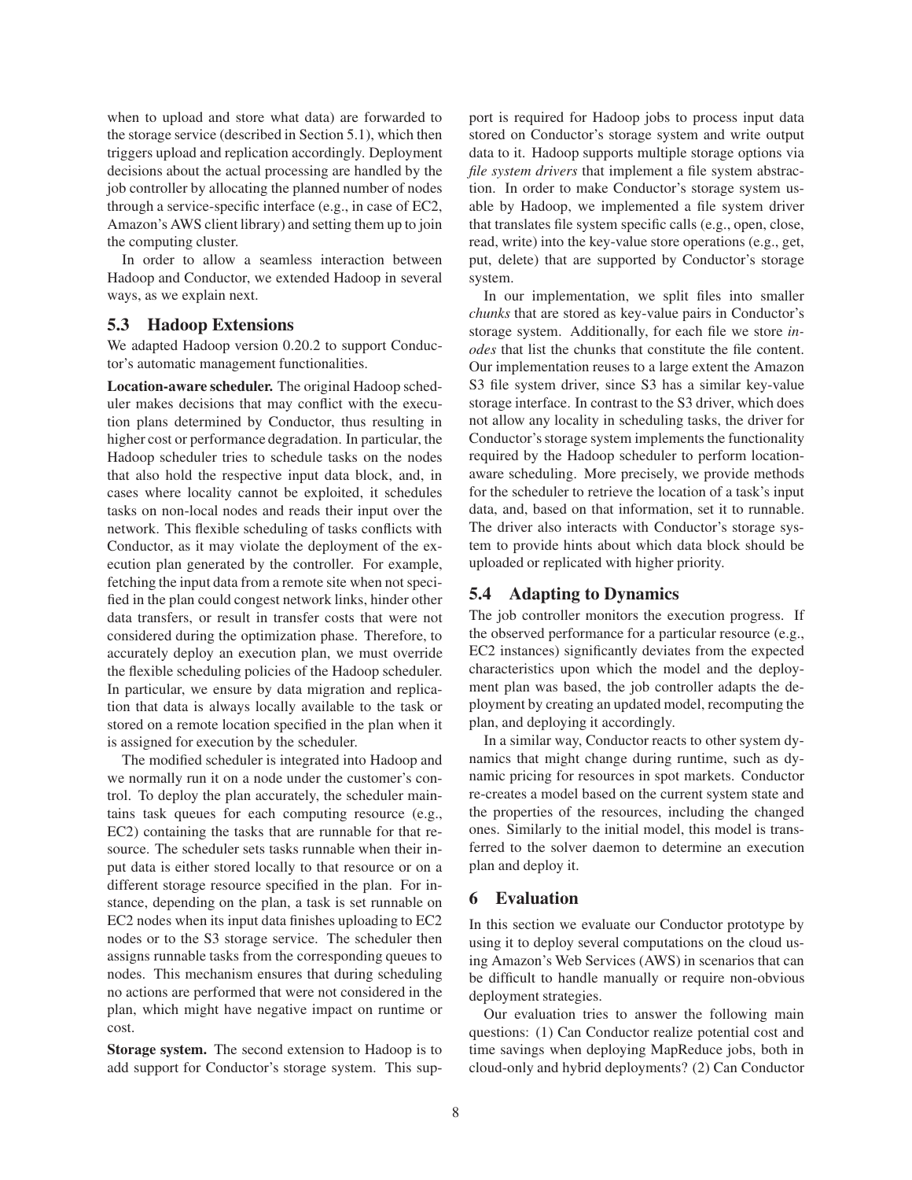when to upload and store what data) are forwarded to the storage service (described in Section 5.1), which then triggers upload and replication accordingly. Deployment decisions about the actual processing are handled by the job controller by allocating the planned number of nodes through a service-specific interface (e.g., in case of EC2, Amazon's AWS client library) and setting them up to join the computing cluster.

In order to allow a seamless interaction between Hadoop and Conductor, we extended Hadoop in several ways, as we explain next.

## 5.3 Hadoop Extensions

We adapted Hadoop version 0.20.2 to support Conductor's automatic management functionalities.

**Location-aware scheduler.** The original Hadoop scheduler makes decisions that may conflict with the execution plans determined by Conductor, thus resulting in higher cost or performance degradation. In particular, the Hadoop scheduler tries to schedule tasks on the nodes that also hold the respective input data block, and, in cases where locality cannot be exploited, it schedules tasks on non-local nodes and reads their input over the network. This flexible scheduling of tasks conflicts with Conductor, as it may violate the deployment of the execution plan generated by the controller. For example, fetching the input data from a remote site when not specified in the plan could congest network links, hinder other data transfers, or result in transfer costs that were not considered during the optimization phase. Therefore, to accurately deploy an execution plan, we must override the flexible scheduling policies of the Hadoop scheduler. In particular, we ensure by data migration and replication that data is always locally available to the task or stored on a remote location specified in the plan when it is assigned for execution by the scheduler.

The modified scheduler is integrated into Hadoop and we normally run it on a node under the customer's control. To deploy the plan accurately, the scheduler maintains task queues for each computing resource (e.g., EC2) containing the tasks that are runnable for that resource. The scheduler sets tasks runnable when their input data is either stored locally to that resource or on a different storage resource specified in the plan. For instance, depending on the plan, a task is set runnable on EC2 nodes when its input data finishes uploading to EC2 nodes or to the S3 storage service. The scheduler then assigns runnable tasks from the corresponding queues to nodes. This mechanism ensures that during scheduling no actions are performed that were not considered in the plan, which might have negative impact on runtime or cost.

**Storage system.** The second extension to Hadoop is to add support for Conductor's storage system. This support is required for Hadoop jobs to process input data stored on Conductor's storage system and write output data to it. Hadoop supports multiple storage options via *file system drivers* that implement a file system abstraction. In order to make Conductor's storage system usable by Hadoop, we implemented a file system driver that translates file system specific calls (e.g., open, close, read, write) into the key-value store operations (e.g., get, put, delete) that are supported by Conductor's storage system.

In our implementation, we split files into smaller *chunks* that are stored as key-value pairs in Conductor's storage system. Additionally, for each file we store *inodes* that list the chunks that constitute the file content. Our implementation reuses to a large extent the Amazon S3 file system driver, since S3 has a similar key-value storage interface. In contrast to the S3 driver, which does not allow any locality in scheduling tasks, the driver for Conductor's storage system implements the functionality required by the Hadoop scheduler to perform location-aware scheduling. More precisely, we provide methods for the scheduler to retrieve the location of a task's input data, and, based on that information, set it to runnable. The driver also interacts with Conductor's storage system to provide hints about which data block should be uploaded or replicated with higher priority.

## 5.4 Adapting to Dynamics

The job controller monitors the execution progress. If the observed performance for a particular resource (e.g., EC2 instances) significantly deviates from the expected characteristics upon which the model and the deployment plan was based, the job controller adapts the deployment by creating an updated model, recomputing the plan, and deploying it accordingly.

In a similar way, Conductor reacts to other system dynamics that might change during runtime, such as dynamic pricing for resources in spot markets. Conductor re-creates a model based on the current system state and the properties of the resources, including the changed ones. Similarly to the initial model, this model is transferred to the solver daemon to determine an execution plan and deploy it.

# 6 Evaluation

In this section we evaluate our Conductor prototype by using it to deploy several computations on the cloud using Amazon's Web Services (AWS) in scenarios that can be difficult to handle manually or require non-obvious deployment strategies.

Our evaluation tries to answer the following main questions: (1) Can Conductor realize potential cost and time savings when deploying MapReduce jobs, both in cloud-only and hybrid deployments? (2) Can Conductor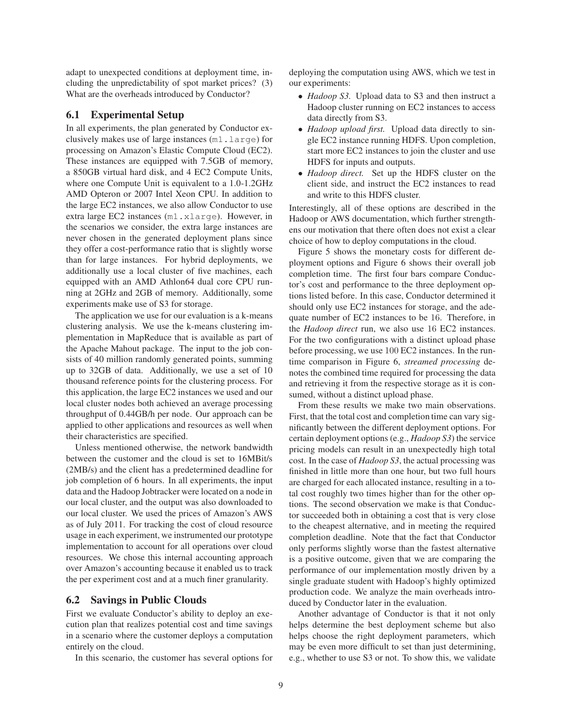adapt to unexpected conditions at deployment time, including the unpredictability of spot market prices? (3) What are the overheads introduced by Conductor?

## 6.1 Experimental Setup

In all experiments, the plan generated by Conductor exclusively makes use of large instances (`m1.large`) for processing on Amazon's Elastic Compute Cloud (EC2). These instances are equipped with 7.5GB of memory, a 850GB virtual hard disk, and 4 EC2 Compute Units, where one Compute Unit is equivalent to a 1.0-1.2GHz AMD Opteron or 2007 Intel Xeon CPU. In addition to the large EC2 instances, we also allow Conductor to use extra large EC2 instances (`m1.xlarge`). However, in the scenarios we consider, the extra large instances are never chosen in the generated deployment plans since they offer a cost-performance ratio that is slightly worse than for large instances. For hybrid deployments, we additionally use a local cluster of five machines, each equipped with an AMD Athlon64 dual core CPU running at 2GHz and 2GB of memory. Additionally, some experiments make use of S3 for storage.

The application we use for our evaluation is a k-means clustering analysis. We use the k-means clustering implementation in MapReduce that is available as part of the Apache Mahout package. The input to the job consists of 40 million randomly generated points, summing up to 32GB of data. Additionally, we use a set of 10 thousand reference points for the clustering process. For this application, the large EC2 instances we used and our local cluster nodes both achieved an average processing throughput of 0.44GB/h per node. Our approach can be applied to other applications and resources as well when their characteristics are specified.

Unless mentioned otherwise, the network bandwidth between the customer and the cloud is set to 16MBit/s (2MB/s) and the client has a predetermined deadline for job completion of 6 hours. In all experiments, the input data and the Hadoop Jobtracker were located on a node in our local cluster, and the output was also downloaded to our local cluster. We used the prices of Amazon's AWS as of July 2011. For tracking the cost of cloud resource usage in each experiment, we instrumented our prototype implementation to account for all operations over cloud resources. We chose this internal accounting approach over Amazon's accounting because it enabled us to track the per experiment cost and at a much finer granularity.

## 6.2 Savings in Public Clouds

First we evaluate Conductor's ability to deploy an execution plan that realizes potential cost and time savings in a scenario where the customer deploys a computation entirely on the cloud.

In this scenario, the customer has several options for deploying the computation using AWS, which we test in our experiments:

- *Hadoop S3.* Upload data to S3 and then instruct a Hadoop cluster running on EC2 instances to access data directly from S3.
- *Hadoop upload first.* Upload data directly to single EC2 instance running HDFS. Upon completion, start more EC2 instances to join the cluster and use HDFS for inputs and outputs.
- *Hadoop direct.* Set up the HDFS cluster on the client side, and instruct the EC2 instances to read and write to this HDFS cluster.

Interestingly, all of these options are described in the Hadoop or AWS documentation, which further strengthens our motivation that there often does not exist a clear choice of how to deploy computations in the cloud.

Figure 5 shows the monetary costs for different deployment options and Figure 6 shows their overall job completion time. The first four bars compare Conductor's cost and performance to the three deployment options listed before. In this case, Conductor determined it should only use EC2 instances for storage, and the adequate number of EC2 instances to be 16. Therefore, in the *Hadoop direct* run, we also use 16 EC2 instances. For the two configurations with a distinct upload phase before processing, we use 100 EC2 instances. In the runtime comparison in Figure 6, *streamed processing* denotes the combined time required for processing the data and retrieving it from the respective storage as it is consumed, without a distinct upload phase.

From these results we make two main observations. First, that the total cost and completion time can vary significantly between the different deployment options. For certain deployment options (e.g., *Hadoop S3*) the service pricing models can result in an unexpectedly high total cost. In the case of *Hadoop S3*, the actual processing was finished in little more than one hour, but two full hours are charged for each allocated instance, resulting in a total cost roughly two times higher than for the other options. The second observation we make is that Conductor succeeded both in obtaining a cost that is very close to the cheapest alternative, and in meeting the required completion deadline. Note that the fact that Conductor only performs slightly worse than the fastest alternative is a positive outcome, given that we are comparing the performance of our implementation mostly driven by a single graduate student with Hadoop's highly optimized production code. We analyze the main overheads introduced by Conductor later in the evaluation.

Another advantage of Conductor is that it not only helps determine the best deployment scheme but also helps choose the right deployment parameters, which may be even more difficult to set than just determining, e.g., whether to use S3 or not. To show this, we validate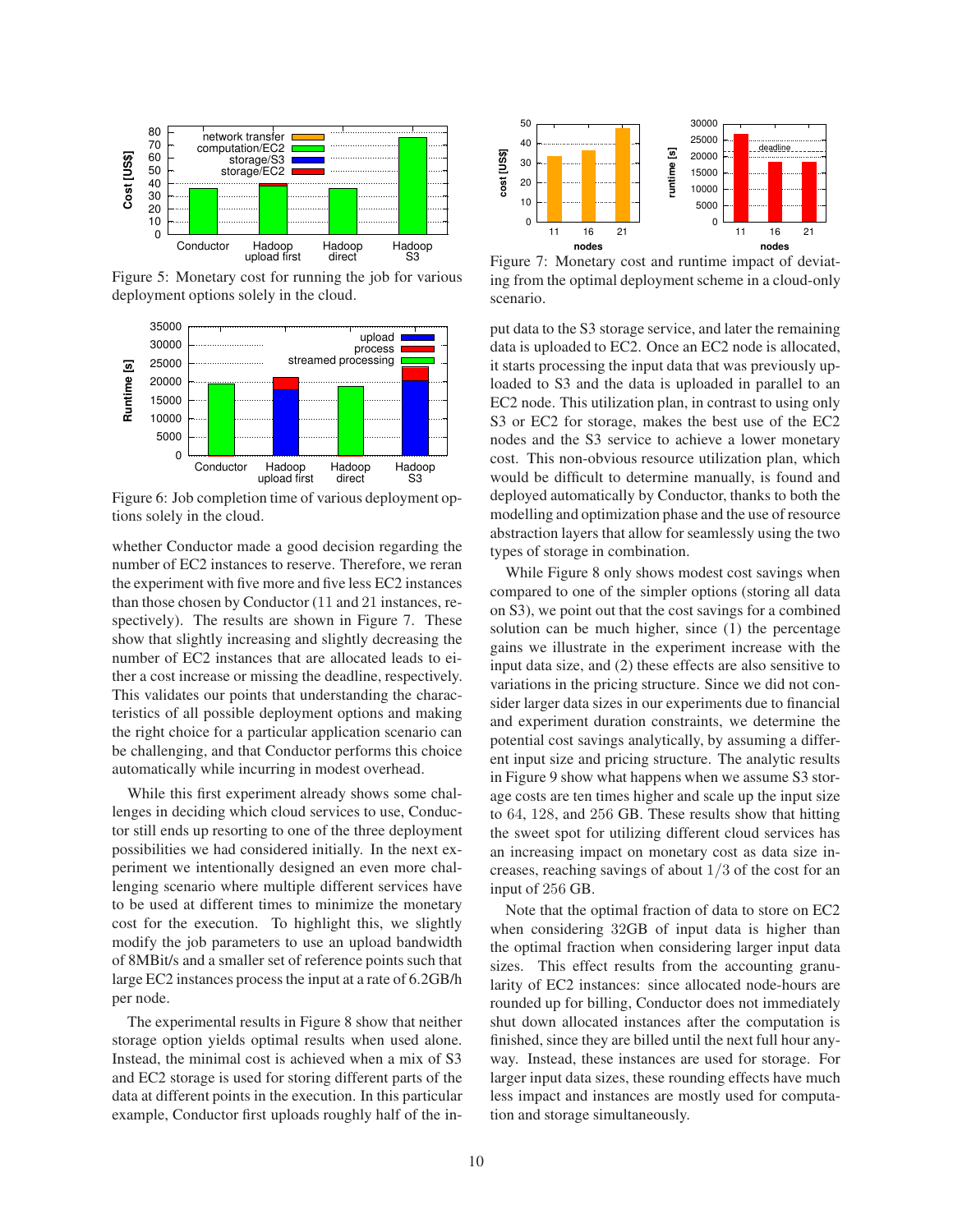Figure 5: Monetary cost for running the job for various deployment options solely in the cloud.

Figure 6: Job completion time of various deployment options solely in the cloud.

whether Conductor made a good decision regarding the number of EC2 instances to reserve. Therefore, we reran the experiment with five more and five less EC2 instances than those chosen by Conductor (11 and 21 instances, respectively). The results are shown in Figure 7. These show that slightly increasing and slightly decreasing the number of EC2 instances that are allocated leads to either a cost increase or missing the deadline, respectively. This validates our points that understanding the characteristics of all possible deployment options and making the right choice for a particular application scenario can be challenging, and that Conductor performs this choice automatically while incurring in modest overhead.

While this first experiment already shows some challenges in deciding which cloud services to use, Conductor still ends up resorting to one of the three deployment possibilities we had considered initially. In the next experiment we intentionally designed an even more challenging scenario where multiple different services have to be used at different times to minimize the monetary cost for the execution. To highlight this, we slightly modify the job parameters to use an upload bandwidth of 8MBit/s and a smaller set of reference points such that large EC2 instances process the input at a rate of 6.2GB/h per node.

The experimental results in Figure 8 show that neither storage option yields optimal results when used alone. Instead, the minimal cost is achieved when a mix of S3 and EC2 storage is used for storing different parts of the data at different points in the execution. In this particular example, Conductor first uploads roughly half of the input data to the S3 storage service, and later the remaining data is uploaded to EC2. Once an EC2 node is allocated, it starts processing the input data that was previously uploaded to S3 and the data is uploaded in parallel to an EC2 node. This utilization plan, in contrast to using only S3 or EC2 for storage, makes the best use of the EC2 nodes and the S3 service to achieve a lower monetary cost. This non-obvious resource utilization plan, which would be difficult to determine manually, is found and deployed automatically by Conductor, thanks to both the modelling and optimization phase and the use of resource abstraction layers that allow for seamlessly using the two types of storage in combination.

Figure 7: Monetary cost and runtime impact of deviating from the optimal deployment scheme in a cloud-only scenario.

While Figure 8 only shows modest cost savings when compared to one of the simpler options (storing all data on S3), we point out that the cost savings for a combined solution can be much higher, since (1) the percentage gains we illustrate in the experiment increase with the input data size, and (2) these effects are also sensitive to variations in the pricing structure. Since we did not consider larger data sizes in our experiments due to financial and experiment duration constraints, we determine the potential cost savings analytically, by assuming a different input size and pricing structure. The analytic results in Figure 9 show what happens when we assume S3 storage costs are ten times higher and scale up the input size to 64, 128, and 256 GB. These results show that hitting the sweet spot for utilizing different cloud services has an increasing impact on monetary cost as data size increases, reaching savings of about $1/3$ of the cost for an input of 256 GB.

Note that the optimal fraction of data to store on EC2 when considering 32GB of input data is higher than the optimal fraction when considering larger input data sizes. This effect results from the accounting granularity of EC2 instances: since allocated node-hours are rounded up for billing, Conductor does not immediately shut down allocated instances after the computation is finished, since they are billed until the next full hour anyway. Instead, these instances are used for storage. For larger input data sizes, these rounding effects have much less impact and instances are mostly used for computation and storage simultaneously.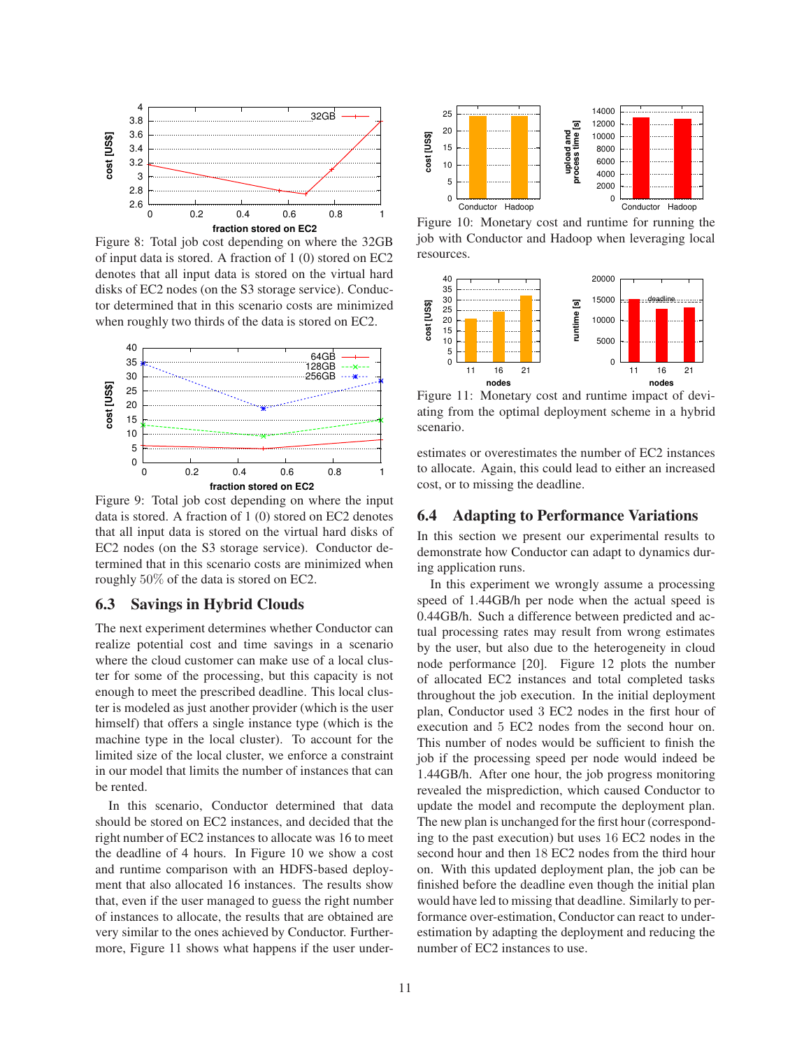Figure 8: Total job cost depending on where the 32GB of input data is stored. A fraction of 1 (0) stored on EC2 denotes that all input data is stored on the virtual hard disks of EC2 nodes (on the S3 storage service). Conductor determined that in this scenario costs are minimized when roughly two thirds of the data is stored on EC2.

Figure 9: Total job cost depending on where the input data is stored. A fraction of 1 (0) stored on EC2 denotes that all input data is stored on the virtual hard disks of EC2 nodes (on the S3 storage service). Conductor determined that in this scenario costs are minimized when roughly $50\%$ of the data is stored on EC2.

## 6.3 Savings in Hybrid Clouds

The next experiment determines whether Conductor can realize potential cost and time savings in a scenario where the cloud customer can make use of a local cluster for some of the processing, but this capacity is not enough to meet the prescribed deadline. This local cluster is modeled as just another provider (which is the user himself) that offers a single instance type (which is the machine type in the local cluster). To account for the limited size of the local cluster, we enforce a constraint in our model that limits the number of instances that can be rented.

In this scenario, Conductor determined that data should be stored on EC2 instances, and decided that the right number of EC2 instances to allocate was 16 to meet the deadline of 4 hours. In Figure 10 we show a cost and runtime comparison with an HDFS-based deployment that also allocated 16 instances. The results show that, even if the user managed to guess the right number of instances to allocate, the results that are obtained are very similar to the ones achieved by Conductor. Furthermore, Figure 11 shows what happens if the user underestimates or overestimates the number of EC2 instances to allocate. Again, this could lead to either an increased cost, or to missing the deadline.

Figure 10: Monetary cost and runtime for running the job with Conductor and Hadoop when leveraging local resources.

Figure 11: Monetary cost and runtime impact of deviating from the optimal deployment scheme in a hybrid scenario.

## 6.4 Adapting to Performance Variations

In this section we present our experimental results to demonstrate how Conductor can adapt to dynamics during application runs.

In this experiment we wrongly assume a processing speed of 1.44GB/h per node when the actual speed is 0.44GB/h. Such a difference between predicted and actual processing rates may result from wrong estimates by the user, but also due to the heterogeneity in cloud node performance [20]. Figure 12 plots the number of allocated EC2 instances and total completed tasks throughout the job execution. In the initial deployment plan, Conductor used 3 EC2 nodes in the first hour of execution and 5 EC2 nodes from the second hour on. This number of nodes would be sufficient to finish the job if the processing speed per node would indeed be 1.44GB/h. After one hour, the job progress monitoring revealed the misprediction, which caused Conductor to update the model and recompute the deployment plan. The new plan is unchanged for the first hour (corresponding to the past execution) but uses 16 EC2 nodes in the second hour and then 18 EC2 nodes from the third hour on. With this updated deployment plan, the job can be finished before the deadline even though the initial plan would have led to missing that deadline. Similarly to performance over-estimation, Conductor can react to underestimation by adapting the deployment and reducing the number of EC2 instances to use.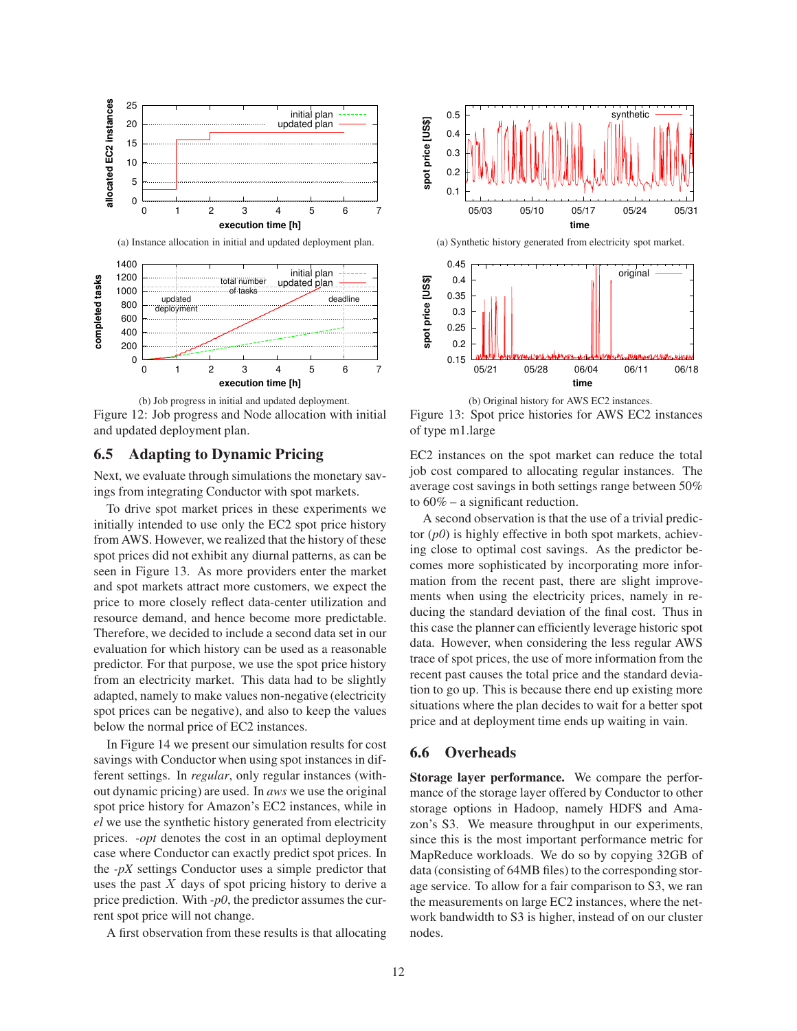(a) Instance allocation in initial and updated deployment plan.

(b) Job progress in initial and updated deployment.

Figure 12: Job progress and Node allocation with initial and updated deployment plan.

(a) Synthetic history generated from electricity spot market.

(b) Original history for AWS EC2 instances.

Figure 13: Spot price histories for AWS EC2 instances of type m1.large

## 6.5 Adapting to Dynamic Pricing

Next, we evaluate through simulations the monetary savings from integrating Conductor with spot markets.

To drive spot market prices in these experiments we initially intended to use only the EC2 spot price history from AWS. However, we realized that the history of these spot prices did not exhibit any diurnal patterns, as can be seen in Figure 13. As more providers enter the market and spot markets attract more customers, we expect the price to more closely reflect data-center utilization and resource demand, and hence become more predictable. Therefore, we decided to include a second data set in our evaluation for which history can be used as a reasonable predictor. For that purpose, we use the spot price history from an electricity market. This data had to be slightly adapted, namely to make values non-negative (electricity spot prices can be negative), and also to keep the values below the normal price of EC2 instances.

In Figure 14 we present our simulation results for cost savings with Conductor when using spot instances in different settings. In *regular*, only regular instances (without dynamic pricing) are used. In *aws* we use the original spot price history for Amazon's EC2 instances, while in *el* we use the synthetic history generated from electricity prices. *-opt* denotes the cost in an optimal deployment case where Conductor can exactly predict spot prices. In the *-pX* settings Conductor uses a simple predictor that uses the past $X$ days of spot pricing history to derive a price prediction. With *-p0*, the predictor assumes the current spot price will not change.

A first observation from these results is that allocating EC2 instances on the spot market can reduce the total job cost compared to allocating regular instances. The average cost savings in both settings range between 50% to 60% – a significant reduction.

A second observation is that the use of a trivial predictor (*p0*) is highly effective in both spot markets, achieving close to optimal cost savings. As the predictor becomes more sophisticated by incorporating more information from the recent past, there are slight improvements when using the electricity prices, namely in reducing the standard deviation of the final cost. Thus in this case the planner can efficiently leverage historic spot data. However, when considering the less regular AWS trace of spot prices, the use of more information from the recent past causes the total price and the standard deviation to go up. This is because there end up existing more situations where the plan decides to wait for a better spot price and at deployment time ends up waiting in vain.

## 6.6 Overheads

**Storage layer performance.** We compare the performance of the storage layer offered by Conductor to other storage options in Hadoop, namely HDFS and Amazon's S3. We measure throughput in our experiments, since this is the most important performance metric for MapReduce workloads. We do so by copying 32GB of data (consisting of 64MB files) to the corresponding storage service. To allow for a fair comparison to S3, we ran the measurements on large EC2 instances, where the network bandwidth to S3 is higher, instead of on our cluster nodes.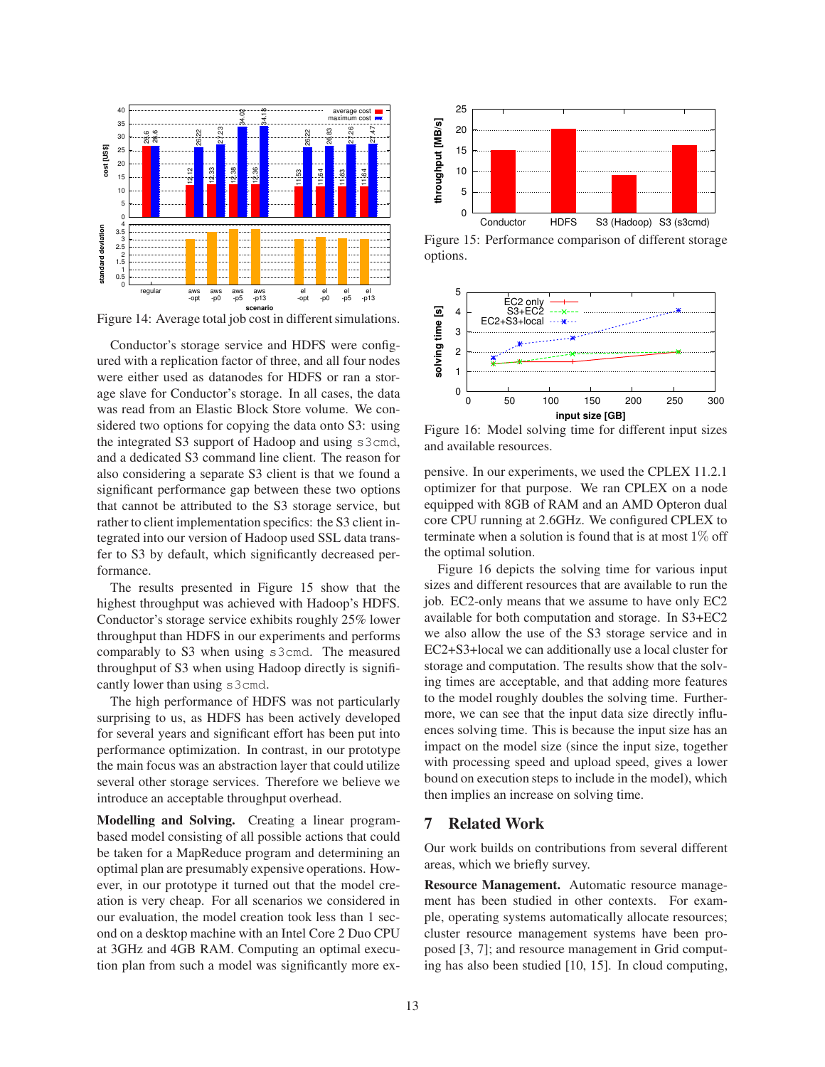Figure 14: Average total job cost in different simulations.

Conductor's storage service and HDFS were configured with a replication factor of three, and all four nodes were either used as datanodes for HDFS or ran a storage slave for Conductor's storage. In all cases, the data was read from an Elastic Block Store volume. We considered two options for copying the data onto S3: using the integrated S3 support of Hadoop and using `s3cmd`, and a dedicated S3 command line client. The reason for also considering a separate S3 client is that we found a significant performance gap between these two options that cannot be attributed to the S3 storage service, but rather to client implementation specifics: the S3 client integrated into our version of Hadoop used SSL data transfer to S3 by default, which significantly decreased performance.

The results presented in Figure 15 show that the highest throughput was achieved with Hadoop's HDFS. Conductor's storage service exhibits roughly 25% lower throughput than HDFS in our experiments and performs comparably to S3 when using `s3cmd`. The measured throughput of S3 when using Hadoop directly is significantly lower than using `s3cmd`.

The high performance of HDFS was not particularly surprising to us, as HDFS has been actively developed for several years and significant effort has been put into performance optimization. In contrast, in our prototype the main focus was an abstraction layer that could utilize several other storage services. Therefore we believe we introduce an acceptable throughput overhead.

**Modelling and Solving.** Creating a linear program-based model consisting of all possible actions that could be taken for a MapReduce program and determining an optimal plan are presumably expensive operations. However, in our prototype it turned out that the model creation is very cheap. For all scenarios we considered in our evaluation, the model creation took less than 1 second on a desktop machine with an Intel Core 2 Duo CPU at 3GHz and 4GB RAM. Computing an optimal execution plan from such a model was significantly more expensive. In our experiments, we used the CPLEX 11.2.1 optimizer for that purpose. We ran CPLEX on a node equipped with 8GB of RAM and an AMD Opteron dual core CPU running at 2.6GHz. We configured CPLEX to terminate when a solution is found that is at most 1% off the optimal solution.

Figure 15: Performance comparison of different storage options.

Figure 16: Model solving time for different input sizes and available resources.

Figure 16 depicts the solving time for various input sizes and different resources that are available to run the job. EC2-only means that we assume to have only EC2 available for both computation and storage. In S3+EC2 we also allow the use of the S3 storage service and in EC2+S3+local we can additionally use a local cluster for storage and computation. The results show that the solving times are acceptable, and that adding more features to the model roughly doubles the solving time. Furthermore, we can see that the input data size directly influences solving time. This is because the input size has an impact on the model size (since the input size, together with processing speed and upload speed, gives a lower bound on execution steps to include in the model), which then implies an increase on solving time.

## 7 Related Work

Our work builds on contributions from several different areas, which we briefly survey.

**Resource Management.** Automatic resource management has been studied in other contexts. For example, operating systems automatically allocate resources; cluster resource management systems have been proposed [3, 7]; and resource management in Grid computing has also been studied [10, 15]. In cloud computing,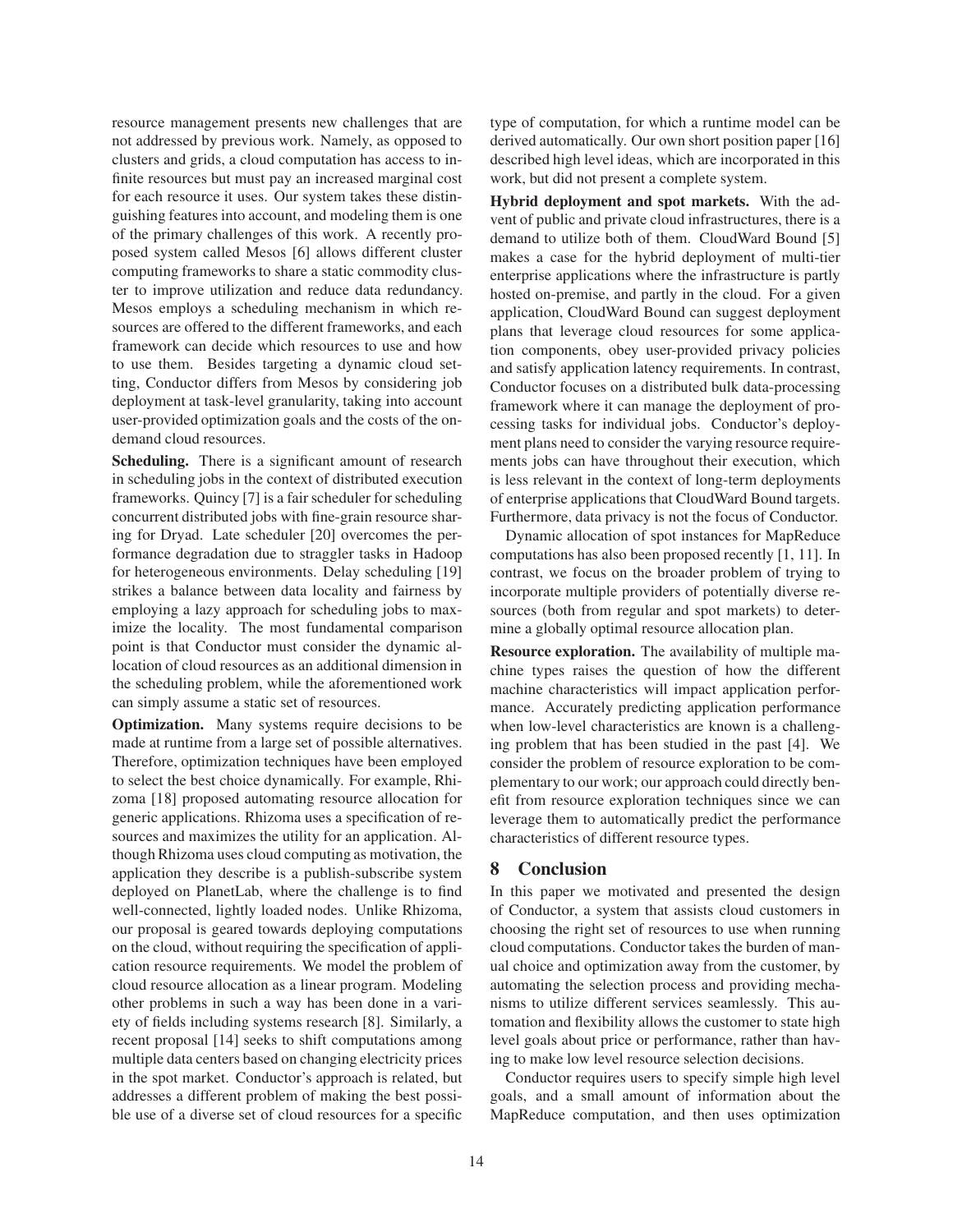resource management presents new challenges that are not addressed by previous work. Namely, as opposed to clusters and grids, a cloud computation has access to infinite resources but must pay an increased marginal cost for each resource it uses. Our system takes these distinguishing features into account, and modeling them is one of the primary challenges of this work. A recently proposed system called Mesos [6] allows different cluster computing frameworks to share a static commodity cluster to improve utilization and reduce data redundancy. Mesos employs a scheduling mechanism in which resources are offered to the different frameworks, and each framework can decide which resources to use and how to use them. Besides targeting a dynamic cloud setting, Conductor differs from Mesos by considering job deployment at task-level granularity, taking into account user-provided optimization goals and the costs of the on-demand cloud resources.

**Scheduling.** There is a significant amount of research in scheduling jobs in the context of distributed execution frameworks. Quincy [7] is a fair scheduler for scheduling concurrent distributed jobs with fine-grain resource sharing for Dryad. Late scheduler [20] overcomes the performance degradation due to straggler tasks in Hadoop for heterogeneous environments. Delay scheduling [19] strikes a balance between data locality and fairness by employing a lazy approach for scheduling jobs to maximize the locality. The most fundamental comparison point is that Conductor must consider the dynamic allocation of cloud resources as an additional dimension in the scheduling problem, while the aforementioned work can simply assume a static set of resources.

**Optimization.** Many systems require decisions to be made at runtime from a large set of possible alternatives. Therefore, optimization techniques have been employed to select the best choice dynamically. For example, Rhizoma [18] proposed automating resource allocation for generic applications. Rhizoma uses a specification of resources and maximizes the utility for an application. Although Rhizoma uses cloud computing as motivation, the application they describe is a publish-subscribe system deployed on PlanetLab, where the challenge is to find well-connected, lightly loaded nodes. Unlike Rhizoma, our proposal is geared towards deploying computations on the cloud, without requiring the specification of application resource requirements. We model the problem of cloud resource allocation as a linear program. Modeling other problems in such a way has been done in a variety of fields including systems research [8]. Similarly, a recent proposal [14] seeks to shift computations among multiple data centers based on changing electricity prices in the spot market. Conductor's approach is related, but addresses a different problem of making the best possible use of a diverse set of cloud resources for a specific type of computation, for which a runtime model can be derived automatically. Our own short position paper [16] described high level ideas, which are incorporated in this work, but did not present a complete system.

**Hybrid deployment and spot markets.** With the advent of public and private cloud infrastructures, there is a demand to utilize both of them. CloudWard Bound [5] makes a case for the hybrid deployment of multi-tier enterprise applications where the infrastructure is partly hosted on-premise, and partly in the cloud. For a given application, CloudWard Bound can suggest deployment plans that leverage cloud resources for some application components, obey user-provided privacy policies and satisfy application latency requirements. In contrast, Conductor focuses on a distributed bulk data-processing framework where it can manage the deployment of processing tasks for individual jobs. Conductor's deployment plans need to consider the varying resource requirements jobs can have throughout their execution, which is less relevant in the context of long-term deployments of enterprise applications that CloudWard Bound targets. Furthermore, data privacy is not the focus of Conductor.

Dynamic allocation of spot instances for MapReduce computations has also been proposed recently [1, 11]. In contrast, we focus on the broader problem of trying to incorporate multiple providers of potentially diverse resources (both from regular and spot markets) to determine a globally optimal resource allocation plan.

**Resource exploration.** The availability of multiple machine types raises the question of how the different machine characteristics will impact application performance. Accurately predicting application performance when low-level characteristics are known is a challenging problem that has been studied in the past [4]. We consider the problem of resource exploration to be complementary to our work; our approach could directly benefit from resource exploration techniques since we can leverage them to automatically predict the performance characteristics of different resource types.

## 8 Conclusion

In this paper we motivated and presented the design of Conductor, a system that assists cloud customers in choosing the right set of resources to use when running cloud computations. Conductor takes the burden of manual choice and optimization away from the customer, by automating the selection process and providing mechanisms to utilize different services seamlessly. This automation and flexibility allows the customer to state high level goals about price or performance, rather than having to make low level resource selection decisions.

Conductor requires users to specify simple high level goals, and a small amount of information about the MapReduce computation, and then uses optimization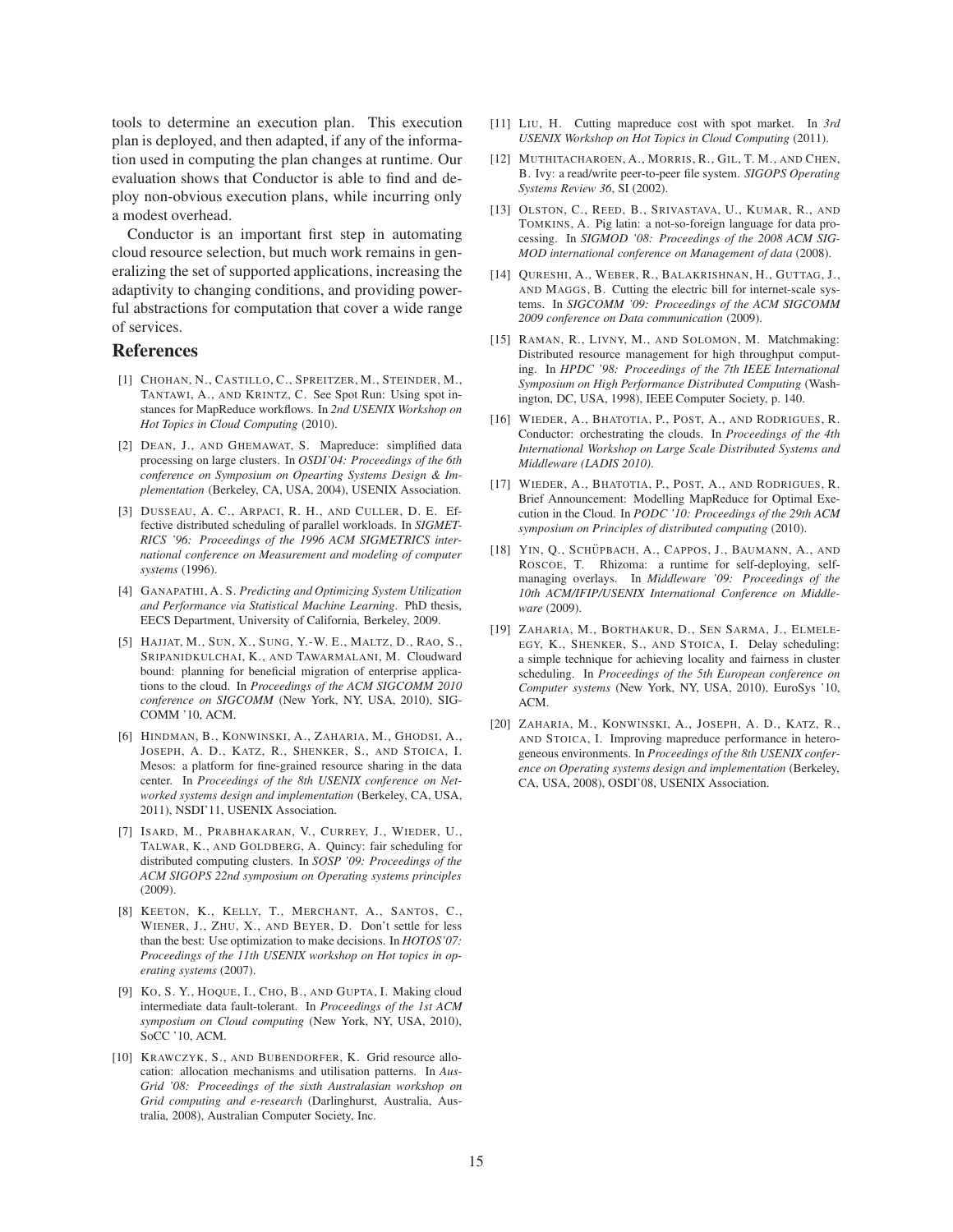tools to determine an execution plan. This execution plan is deployed, and then adapted, if any of the information used in computing the plan changes at runtime. Our evaluation shows that Conductor is able to find and deploy non-obvious execution plans, while incurring only a modest overhead.

Conductor is an important first step in automating cloud resource selection, but much work remains in generalizing the set of supported applications, increasing the adaptivity to changing conditions, and providing powerful abstractions for computation that cover a wide range of services.

## References

[1] Chohan, N., Castillo, C., Spreitzer, M., Steinder, M., Tantawi, A., and Krintz, C. See Spot Run: Using spot instances for MapReduce workflows. In *2nd USENIX Workshop on Hot Topics in Cloud Computing* (2010).

[2] Dean, J., and Ghemawat, S. Mapreduce: simplified data processing on large clusters. In *OSDI'04: Proceedings of the 6th conference on Symposium on Opearting Systems Design & Implementation* (Berkeley, CA, USA, 2004), USENIX Association.

[3] Dusseau, A. C., Arpaci, R. H., and Culler, D. E. Effective distributed scheduling of parallel workloads. In *SIGMETRICS '96: Proceedings of the 1996 ACM SIGMETRICS international conference on Measurement and modeling of computer systems* (1996).

[4] Ganapathi, A. S. *Predicting and Optimizing System Utilization and Performance via Statistical Machine Learning*. PhD thesis, EECS Department, University of California, Berkeley, 2009.

[5] Hajjat, M., Sun, X., Sung, Y.-W. E., Maltz, D., Rao, S., Sripanidkulchai, K., and Tawarmalani, M. Cloudward bound: planning for beneficial migration of enterprise applications to the cloud. In *Proceedings of the ACM SIGCOMM 2010 conference on SIGCOMM* (New York, NY, USA, 2010), SIGCOMM '10, ACM.

[6] Hindman, B., Konwinski, A., Zaharia, M., Ghodsi, A., Joseph, A. D., Katz, R., Shenker, S., and Stoica, I. Mesos: a platform for fine-grained resource sharing in the data center. In *Proceedings of the 8th USENIX conference on Networked systems design and implementation* (Berkeley, CA, USA, 2011), NSDI'11, USENIX Association.

[7] Isard, M., Prabhakaran, V., Currey, J., Wieder, U., Talwar, K., and Goldberg, A. Quincy: fair scheduling for distributed computing clusters. In *SOSP '09: Proceedings of the ACM SIGOPS 22nd symposium on Operating systems principles* (2009).

[8] Keeton, K., Kelly, T., Merchant, A., Santos, C., Wiener, J., Zhu, X., and Beyer, D. Don't settle for less than the best: Use optimization to make decisions. In *HOTOS'07: Proceedings of the 11th USENIX workshop on Hot topics in operating systems* (2007).

[9] Ko, S. Y., Hoque, I., Cho, B., and Gupta, I. Making cloud intermediate data fault-tolerant. In *Proceedings of the 1st ACM symposium on Cloud computing* (New York, NY, USA, 2010), SoCC '10, ACM.

[10] Krawczyk, S., and Bubendorfer, K. Grid resource allocation: allocation mechanisms and utilisation patterns. In *AusGrid '08: Proceedings of the sixth Australasian workshop on Grid computing and e-research* (Darlinghurst, Australia, Australia, 2008), Australian Computer Society, Inc.

[11] Liu, H. Cutting mapreduce cost with spot market. In *3rd USENIX Workshop on Hot Topics in Cloud Computing* (2011).

[12] Muthitacharoen, A., Morris, R., Gil, T. M., and Chen, B. Ivy: a read/write peer-to-peer file system. *SIGOPS Operating Systems Review 36*, SI (2002).

[13] Olston, C., Reed, B., Srivastava, U., Kumar, R., and Tomkins, A. Pig latin: a not-so-foreign language for data processing. In *SIGMOD '08: Proceedings of the 2008 ACM SIGMOD international conference on Management of data* (2008).

[14] Qureshi, A., Weber, R., Balakrishnan, H., Guttag, J., and Maggs, B. Cutting the electric bill for internet-scale systems. In *SIGCOMM '09: Proceedings of the ACM SIGCOMM 2009 conference on Data communication* (2009).

[15] Raman, R., Livny, M., and Solomon, M. Matchmaking: Distributed resource management for high throughput computing. In *HPDC '98: Proceedings of the 7th IEEE International Symposium on High Performance Distributed Computing* (Washington, DC, USA, 1998), IEEE Computer Society, p. 140.

[16] Wieder, A., Bhatotia, P., Post, A., and Rodrigues, R. Conductor: orchestrating the clouds. In *Proceedings of the 4th International Workshop on Large Scale Distributed Systems and Middleware (LADIS 2010)*.

[17] Wieder, A., Bhatotia, P., Post, A., and Rodrigues, R. Brief Announcement: Modelling MapReduce for Optimal Execution in the Cloud. In *PODC '10: Proceedings of the 29th ACM symposium on Principles of distributed computing* (2010).

[18] Yin, Q., Schüpbach, A., Cappos, J., Baumann, A., and Roscoe, T. Rhizoma: a runtime for self-deploying, self-managing overlays. In *Middleware '09: Proceedings of the 10th ACM/IFIP/USENIX International Conference on Middleware* (2009).

[19] Zaharia, M., Borthakur, D., Sen Sarma, J., Elmeleegy, K., Shenker, S., and Stoica, I. Delay scheduling: a simple technique for achieving locality and fairness in cluster scheduling. In *Proceedings of the 5th European conference on Computer systems* (New York, NY, USA, 2010), EuroSys '10, ACM.

[20] Zaharia, M., Konwinski, A., Joseph, A. D., Katz, R., and Stoica, I. Improving mapreduce performance in heterogeneous environments. In *Proceedings of the 8th USENIX conference on Operating systems design and implementation* (Berkeley, CA, USA, 2008), OSDI'08, USENIX Association.